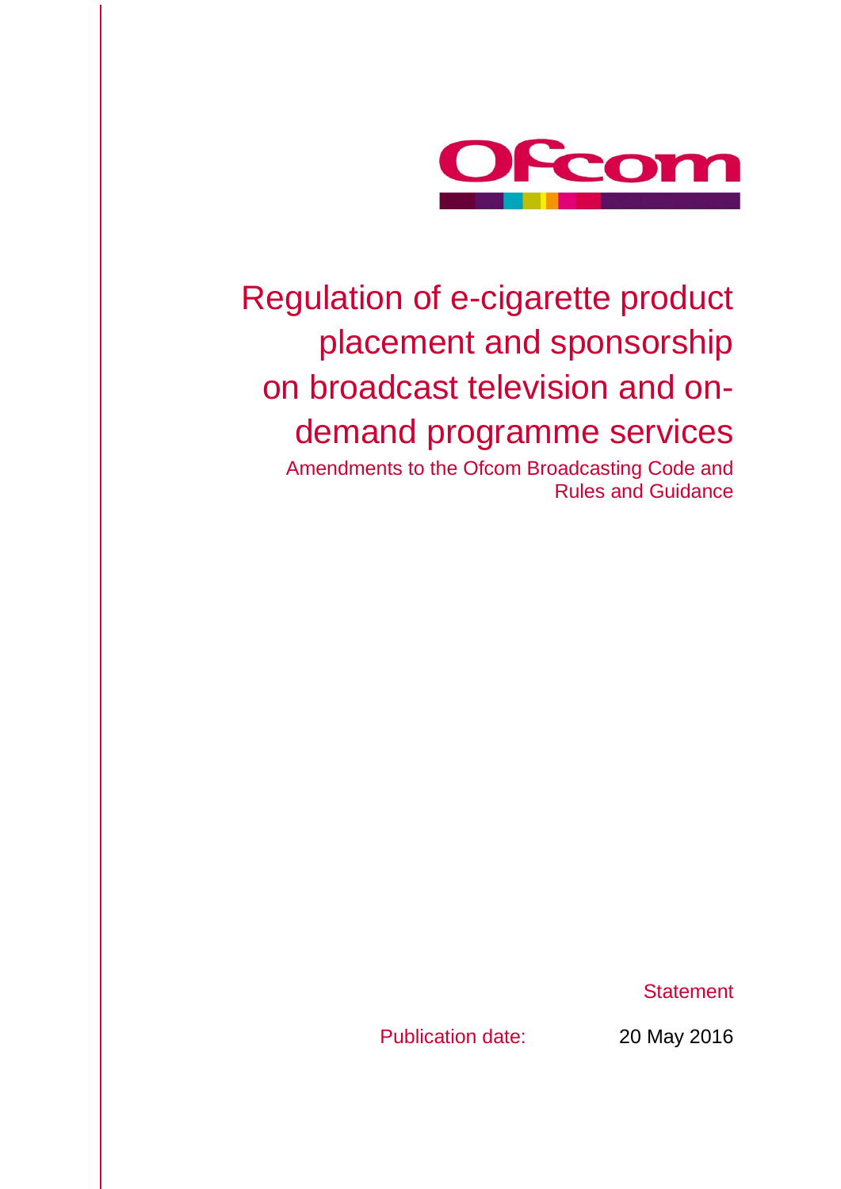Ofcom

# Regulation of e-cigarette product placement and sponsorship on broadcast television and on-demand programme services

Amendments to the Ofcom Broadcasting Code and Rules and Guidance

Statement

Publication date: 20 May 2016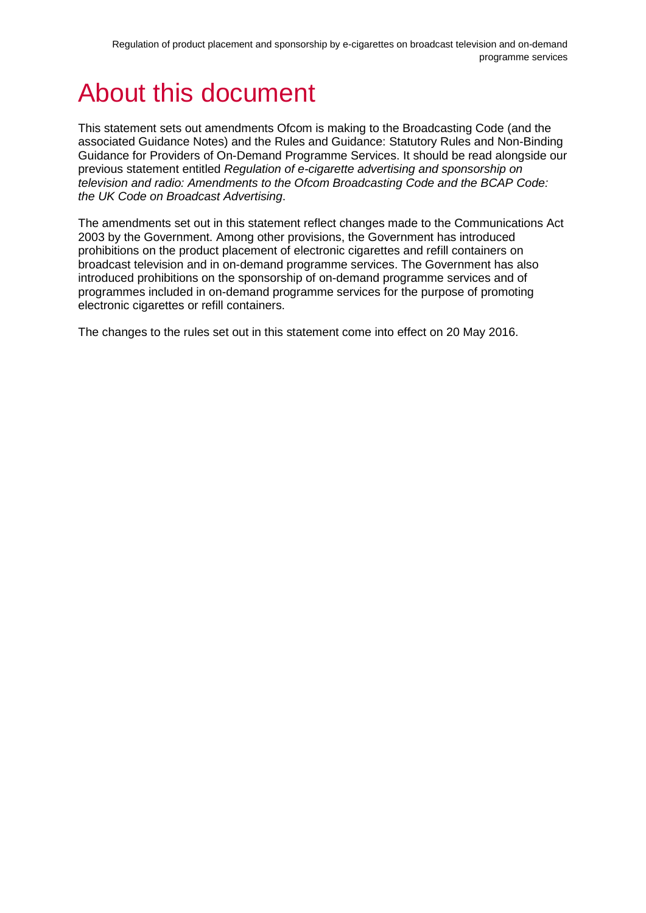# About this document

This statement sets out amendments Ofcom is making to the Broadcasting Code (and the associated Guidance Notes) and the Rules and Guidance: Statutory Rules and Non-Binding Guidance for Providers of On-Demand Programme Services. It should be read alongside our previous statement entitled *Regulation of e-cigarette advertising and sponsorship on television and radio: Amendments to the Ofcom Broadcasting Code and the BCAP Code: the UK Code on Broadcast Advertising*.

The amendments set out in this statement reflect changes made to the Communications Act 2003 by the Government. Among other provisions, the Government has introduced prohibitions on the product placement of electronic cigarettes and refill containers on broadcast television and in on-demand programme services. The Government has also introduced prohibitions on the sponsorship of on-demand programme services and of programmes included in on-demand programme services for the purpose of promoting electronic cigarettes or refill containers.

The changes to the rules set out in this statement come into effect on 20 May 2016.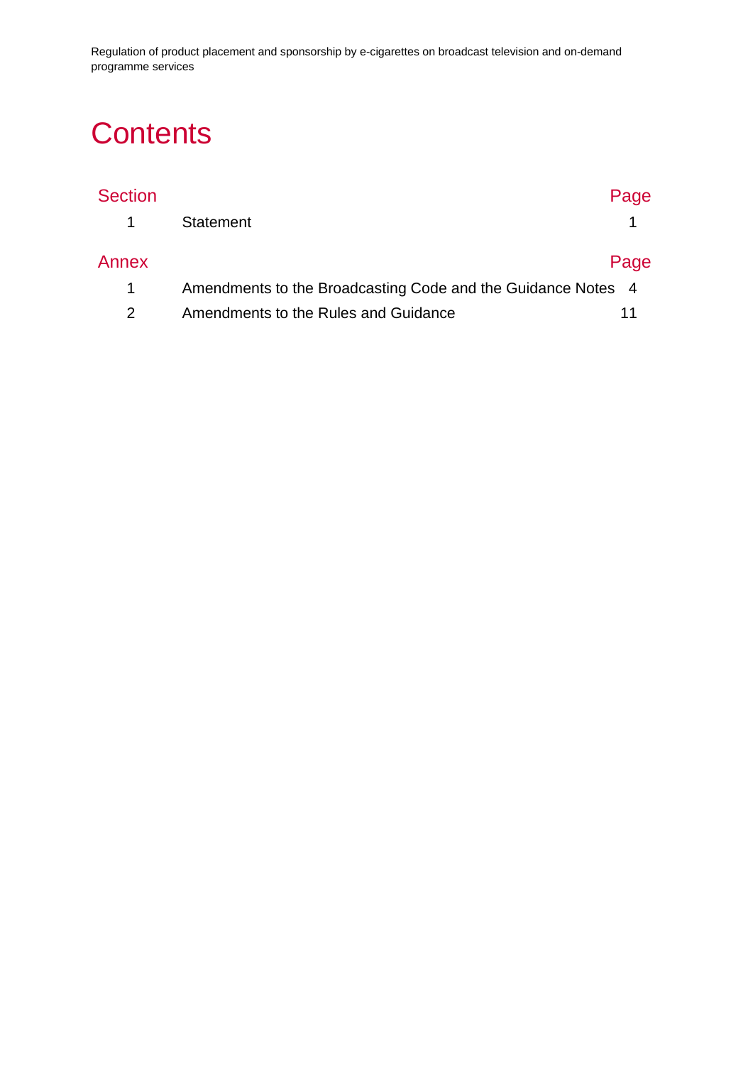# Contents

| Section | | Page |
| --- | --- | --- |
| 1 | Statement | 1 |

| Annex | | Page |
| --- | --- | --- |
| 1 | Amendments to the Broadcasting Code and the Guidance Notes | 4 |
| 2 | Amendments to the Rules and Guidance | 11 |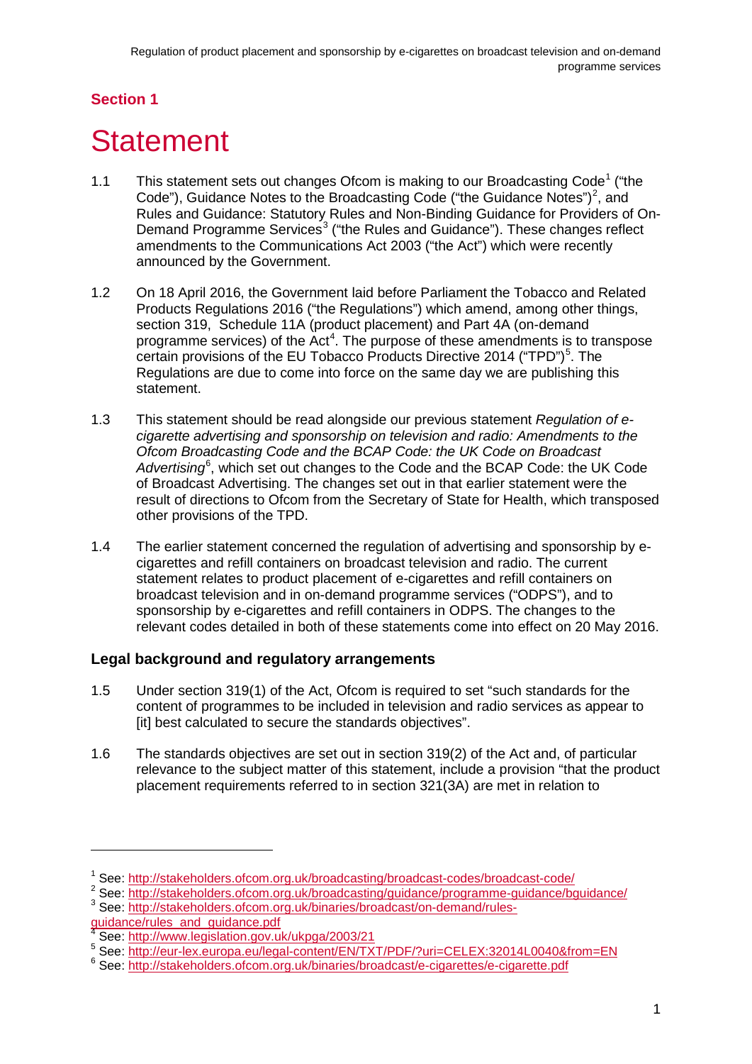## Section 1

# Statement

1.1 This statement sets out changes Ofcom is making to our Broadcasting Code[1] ("the Code"), Guidance Notes to the Broadcasting Code ("the Guidance Notes")[2], and Rules and Guidance: Statutory Rules and Non-Binding Guidance for Providers of On-Demand Programme Services[3] ("the Rules and Guidance"). These changes reflect amendments to the Communications Act 2003 ("the Act") which were recently announced by the Government.

1.2 On 18 April 2016, the Government laid before Parliament the Tobacco and Related Products Regulations 2016 ("the Regulations") which amend, among other things, section 319, Schedule 11A (product placement) and Part 4A (on-demand programme services) of the Act[4]. The purpose of these amendments is to transpose certain provisions of the EU Tobacco Products Directive 2014 ("TPD")[5]. The Regulations are due to come into force on the same day we are publishing this statement.

1.3 This statement should be read alongside our previous statement *Regulation of e-cigarette advertising and sponsorship on television and radio: Amendments to the Ofcom Broadcasting Code and the BCAP Code: the UK Code on Broadcast Advertising*[6], which set out changes to the Code and the BCAP Code: the UK Code of Broadcast Advertising. The changes set out in that earlier statement were the result of directions to Ofcom from the Secretary of State for Health, which transposed other provisions of the TPD.

1.4 The earlier statement concerned the regulation of advertising and sponsorship by e-cigarettes and refill containers on broadcast television and radio. The current statement relates to product placement of e-cigarettes and refill containers on broadcast television and in on-demand programme services ("ODPS"), and to sponsorship by e-cigarettes and refill containers in ODPS. The changes to the relevant codes detailed in both of these statements come into effect on 20 May 2016.

### Legal background and regulatory arrangements

1.5 Under section 319(1) of the Act, Ofcom is required to set "such standards for the content of programmes to be included in television and radio services as appear to [it] best calculated to secure the standards objectives".

1.6 The standards objectives are set out in section 319(2) of the Act and, of particular relevance to the subject matter of this statement, include a provision "that the product placement requirements referred to in section 321(3A) are met in relation to

---

[1] See: http://stakeholders.ofcom.org.uk/broadcasting/broadcast-codes/broadcast-code/

[2] See: http://stakeholders.ofcom.org.uk/broadcasting/guidance/programme-guidance/bguidance/

[3] See: http://stakeholders.ofcom.org.uk/binaries/broadcast/on-demand/rules-guidance/rules_and_guidance.pdf

[4] See: http://www.legislation.gov.uk/ukpga/2003/21

[5] See: http://eur-lex.europa.eu/legal-content/EN/TXT/PDF/?uri=CELEX:32014L0040&from=EN

[6] See: http://stakeholders.ofcom.org.uk/binaries/broadcast/e-cigarettes/e-cigarette.pdf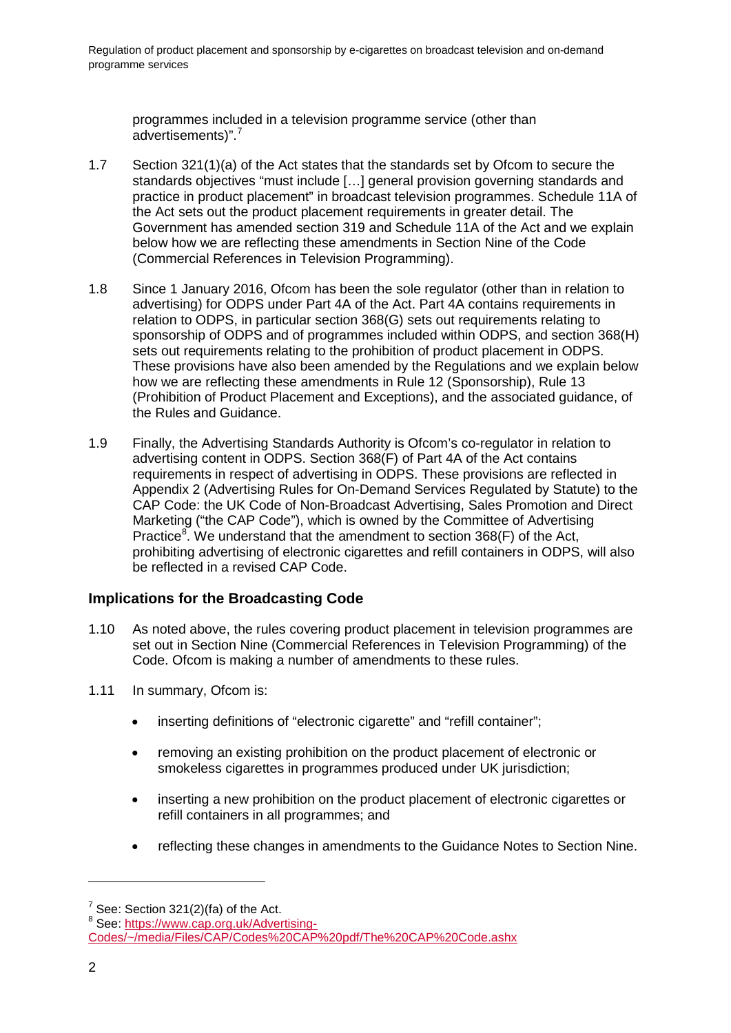programmes included in a television programme service (other than advertisements)".[7]

1.7 Section 321(1)(a) of the Act states that the standards set by Ofcom to secure the standards objectives "must include […] general provision governing standards and practice in product placement" in broadcast television programmes. Schedule 11A of the Act sets out the product placement requirements in greater detail. The Government has amended section 319 and Schedule 11A of the Act and we explain below how we are reflecting these amendments in Section Nine of the Code (Commercial References in Television Programming).

1.8 Since 1 January 2016, Ofcom has been the sole regulator (other than in relation to advertising) for ODPS under Part 4A of the Act. Part 4A contains requirements in relation to ODPS, in particular section 368(G) sets out requirements relating to sponsorship of ODPS and of programmes included within ODPS, and section 368(H) sets out requirements relating to the prohibition of product placement in ODPS. These provisions have also been amended by the Regulations and we explain below how we are reflecting these amendments in Rule 12 (Sponsorship), Rule 13 (Prohibition of Product Placement and Exceptions), and the associated guidance, of the Rules and Guidance.

1.9 Finally, the Advertising Standards Authority is Ofcom's co-regulator in relation to advertising content in ODPS. Section 368(F) of Part 4A of the Act contains requirements in respect of advertising in ODPS. These provisions are reflected in Appendix 2 (Advertising Rules for On-Demand Services Regulated by Statute) to the CAP Code: the UK Code of Non-Broadcast Advertising, Sales Promotion and Direct Marketing ("the CAP Code"), which is owned by the Committee of Advertising Practice[8]. We understand that the amendment to section 368(F) of the Act, prohibiting advertising of electronic cigarettes and refill containers in ODPS, will also be reflected in a revised CAP Code.

## Implications for the Broadcasting Code

1.10 As noted above, the rules covering product placement in television programmes are set out in Section Nine (Commercial References in Television Programming) of the Code. Ofcom is making a number of amendments to these rules.

1.11 In summary, Ofcom is:

- inserting definitions of "electronic cigarette" and "refill container";
- removing an existing prohibition on the product placement of electronic or smokeless cigarettes in programmes produced under UK jurisdiction;
- inserting a new prohibition on the product placement of electronic cigarettes or refill containers in all programmes; and
- reflecting these changes in amendments to the Guidance Notes to Section Nine.

---

[7] See: Section 321(2)(fa) of the Act.

[8] See: https://www.cap.org.uk/Advertising-Codes/~/media/Files/CAP/Codes%20CAP%20pdf/The%20CAP%20Code.ashx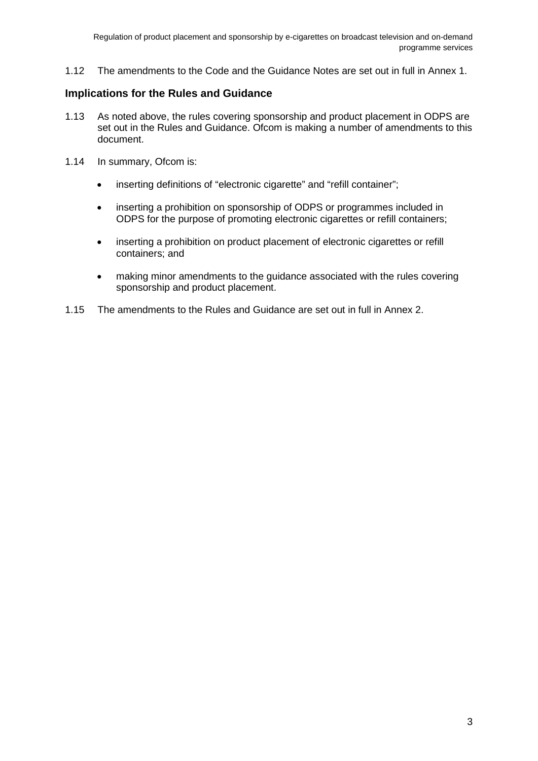1.12 The amendments to the Code and the Guidance Notes are set out in full in Annex 1.

### Implications for the Rules and Guidance

1.13 As noted above, the rules covering sponsorship and product placement in ODPS are set out in the Rules and Guidance. Ofcom is making a number of amendments to this document.

1.14 In summary, Ofcom is:

- inserting definitions of "electronic cigarette" and "refill container";
- inserting a prohibition on sponsorship of ODPS or programmes included in ODPS for the purpose of promoting electronic cigarettes or refill containers;
- inserting a prohibition on product placement of electronic cigarettes or refill containers; and
- making minor amendments to the guidance associated with the rules covering sponsorship and product placement.

1.15 The amendments to the Rules and Guidance are set out in full in Annex 2.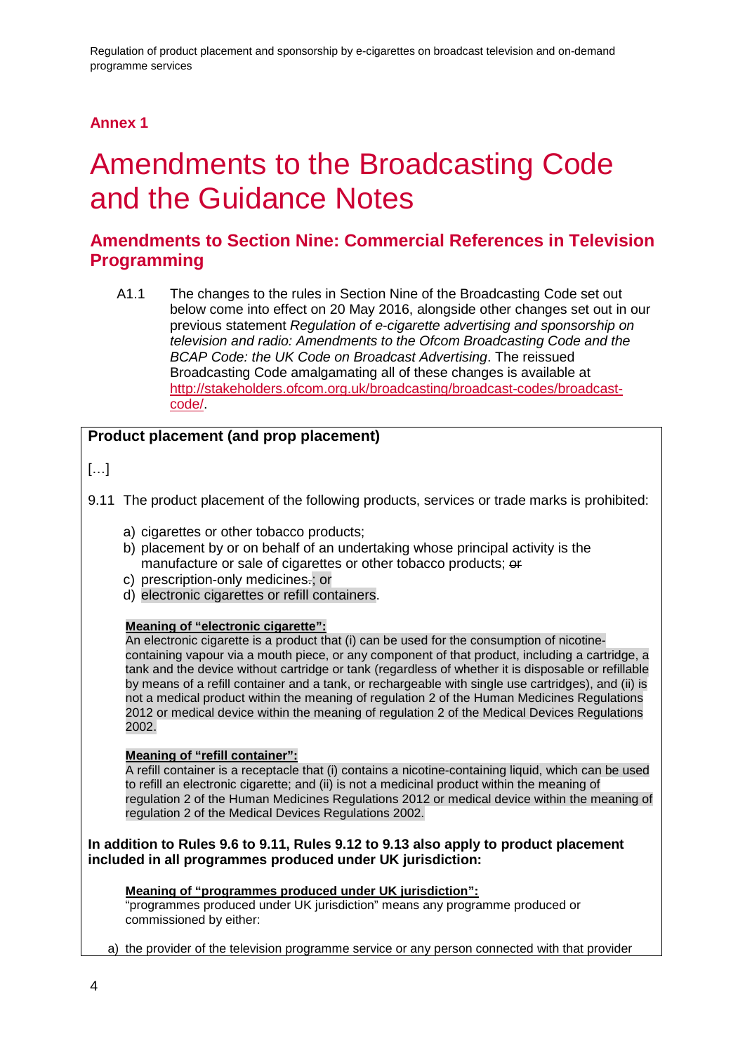**Annex 1**

# Amendments to the Broadcasting Code and the Guidance Notes

## Amendments to Section Nine: Commercial References in Television Programming

A1.1 The changes to the rules in Section Nine of the Broadcasting Code set out below come into effect on 20 May 2016, alongside other changes set out in our previous statement *Regulation of e-cigarette advertising and sponsorship on television and radio: Amendments to the Ofcom Broadcasting Code and the BCAP Code: the UK Code on Broadcast Advertising*. The reissued Broadcasting Code amalgamating all of these changes is available at http://stakeholders.ofcom.org.uk/broadcasting/broadcast-codes/broadcast-code/.

**Product placement (and prop placement)**

[…]

9.11 The product placement of the following products, services or trade marks is prohibited:

a) cigarettes or other tobacco products;
b) placement by or on behalf of an undertaking whose principal activity is the manufacture or sale of cigarettes or other tobacco products; ~~or~~
c) prescription-only medicines~~.~~; or
d) electronic cigarettes or refill containers.

**Meaning of "electronic cigarette":**
An electronic cigarette is a product that (i) can be used for the consumption of nicotine-containing vapour via a mouth piece, or any component of that product, including a cartridge, a tank and the device without cartridge or tank (regardless of whether it is disposable or refillable by means of a refill container and a tank, or rechargeable with single use cartridges), and (ii) is not a medical product within the meaning of regulation 2 of the Human Medicines Regulations 2012 or medical device within the meaning of regulation 2 of the Medical Devices Regulations 2002.

**Meaning of "refill container":**
A refill container is a receptacle that (i) contains a nicotine-containing liquid, which can be used to refill an electronic cigarette; and (ii) is not a medicinal product within the meaning of regulation 2 of the Human Medicines Regulations 2012 or medical device within the meaning of regulation 2 of the Medical Devices Regulations 2002.

**In addition to Rules 9.6 to 9.11, Rules 9.12 to 9.13 also apply to product placement included in all programmes produced under UK jurisdiction:**

**Meaning of "programmes produced under UK jurisdiction":**
"programmes produced under UK jurisdiction" means any programme produced or commissioned by either:

a) the provider of the television programme service or any person connected with that provider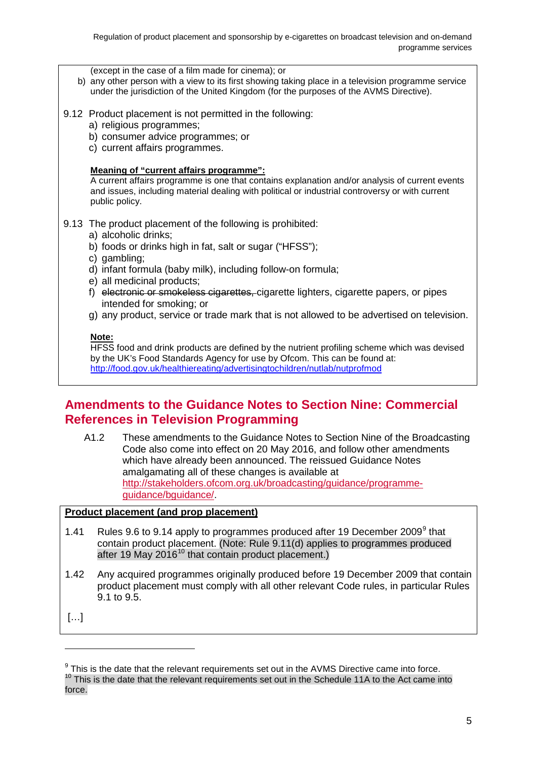(except in the case of a film made for cinema); or

b) any other person with a view to its first showing taking place in a television programme service under the jurisdiction of the United Kingdom (for the purposes of the AVMS Directive).

9.12 Product placement is not permitted in the following:

a) religious programmes;
b) consumer advice programmes; or
c) current affairs programmes.

**Meaning of "current affairs programme":**
A current affairs programme is one that contains explanation and/or analysis of current events and issues, including material dealing with political or industrial controversy or with current public policy.

9.13 The product placement of the following is prohibited:

a) alcoholic drinks;
b) foods or drinks high in fat, salt or sugar ("HFSS");
c) gambling;
d) infant formula (baby milk), including follow-on formula;
e) all medicinal products;
f) ~~electronic or smokeless cigarettes,~~ cigarette lighters, cigarette papers, or pipes intended for smoking; or
g) any product, service or trade mark that is not allowed to be advertised on television.

**Note:**
HFSS food and drink products are defined by the nutrient profiling scheme which was devised by the UK's Food Standards Agency for use by Ofcom. This can be found at: http://food.gov.uk/healthiereating/advertisingtochildren/nutlab/nutprofmod

## Amendments to the Guidance Notes to Section Nine: Commercial References in Television Programming

A1.2 These amendments to the Guidance Notes to Section Nine of the Broadcasting Code also come into effect on 20 May 2016, and follow other amendments which have already been announced. The reissued Guidance Notes amalgamating all of these changes is available at http://stakeholders.ofcom.org.uk/broadcasting/guidance/programme-guidance/bguidance/.

**Product placement (and prop placement)**

1.41 Rules 9.6 to 9.14 apply to programmes produced after 19 December 2009[9] that contain product placement. (Note: Rule 9.11(d) applies to programmes produced after 19 May 2016[10] that contain product placement.)

1.42 Any acquired programmes originally produced before 19 December 2009 that contain product placement must comply with all other relevant Code rules, in particular Rules 9.1 to 9.5.

[…]

---

[9] This is the date that the relevant requirements set out in the AVMS Directive came into force.

[10] This is the date that the relevant requirements set out in the Schedule 11A to the Act came into force.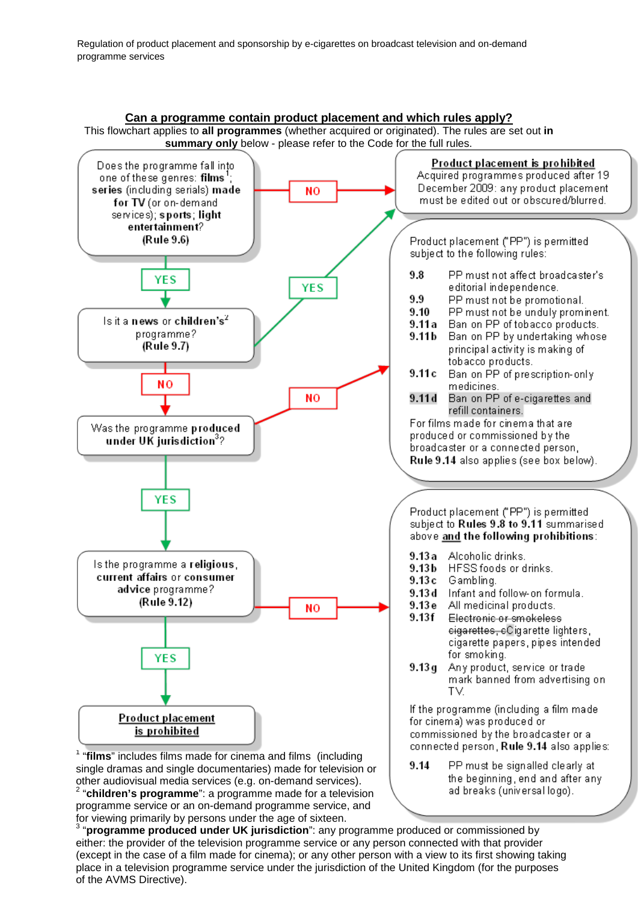## Can a programme contain product placement and which rules apply?

This flowchart applies to **all programmes** (whether acquired or originated). The rules are set out **in summary only** below - please refer to the Code for the full rules.

Does the programme fall into one of these genres: **films**[1]; **series** (including serials) **made for TV** (or on-demand services); **sports**; **light entertainment**? **(Rule 9.6)**

- **NO** → **Product placement is prohibited** — Acquired programmes produced after 19 December 2009: any product placement must be edited out or obscured/blurred.
- **YES** → Is it a **news** or **children's**[2] programme? **(Rule 9.7)**
  - **YES** → **Product placement is prohibited** — Acquired programmes produced after 19 December 2009: any product placement must be edited out or obscured/blurred.
  - **NO** → Was the programme **produced under UK jurisdiction**[3]?
    - **NO** → Product placement ("PP") is permitted subject to the following rules:
      - **9.8** PP must not affect broadcaster's editorial independence.
      - **9.9** PP must not be promotional.
      - **9.10** PP must not be unduly prominent.
      - **9.11a** Ban on PP of tobacco products.
      - **9.11b** Ban on PP by undertaking whose principal activity is making of tobacco products.
      - **9.11c** Ban on PP of prescription-only medicines.
      - **9.11d** Ban on PP of e-cigarettes and refill containers.

      For films made for cinema that are produced or commissioned by the broadcaster or a connected person, **Rule 9.14** also applies (see box below).
    - **YES** → Is the programme a **religious**, **current affairs** or **consumer advice** programme? **(Rule 9.12)**
      - **YES** → **Product placement is prohibited**
      - **NO** → Product placement ("PP") is permitted subject to **Rules 9.8 to 9.11** summarised above **and the following prohibitions**:
        - **9.13a** Alcoholic drinks.
        - **9.13b** HFSS foods or drinks.
        - **9.13c** Gambling.
        - **9.13d** Infant and follow-on formula.
        - **9.13e** All medicinal products.
        - **9.13f** ~~Electronic or smokeless cigarettes, c~~Cigarette lighters, cigarette papers, pipes intended for smoking.
        - **9.13g** Any product, service or trade mark banned from advertising on TV.

        If the programme (including a film made for cinema) was produced or commissioned by the broadcaster or a connected person, **Rule 9.14** also applies:

        - **9.14** PP must be signalled clearly at the beginning, end and after any ad breaks (universal logo).

[1] "**films**" includes films made for cinema and films (including single dramas and single documentaries) made for television or other audiovisual media services (e.g. on-demand services).

[2] "**children's programme**": a programme made for a television programme service or an on-demand programme service, and for viewing primarily by persons under the age of sixteen.

[3] "**programme produced under UK jurisdiction**": any programme produced or commissioned by either: the provider of the television programme service or any person connected with that provider (except in the case of a film made for cinema); or any other person with a view to its first showing taking place in a television programme service under the jurisdiction of the United Kingdom (for the purposes of the AVMS Directive).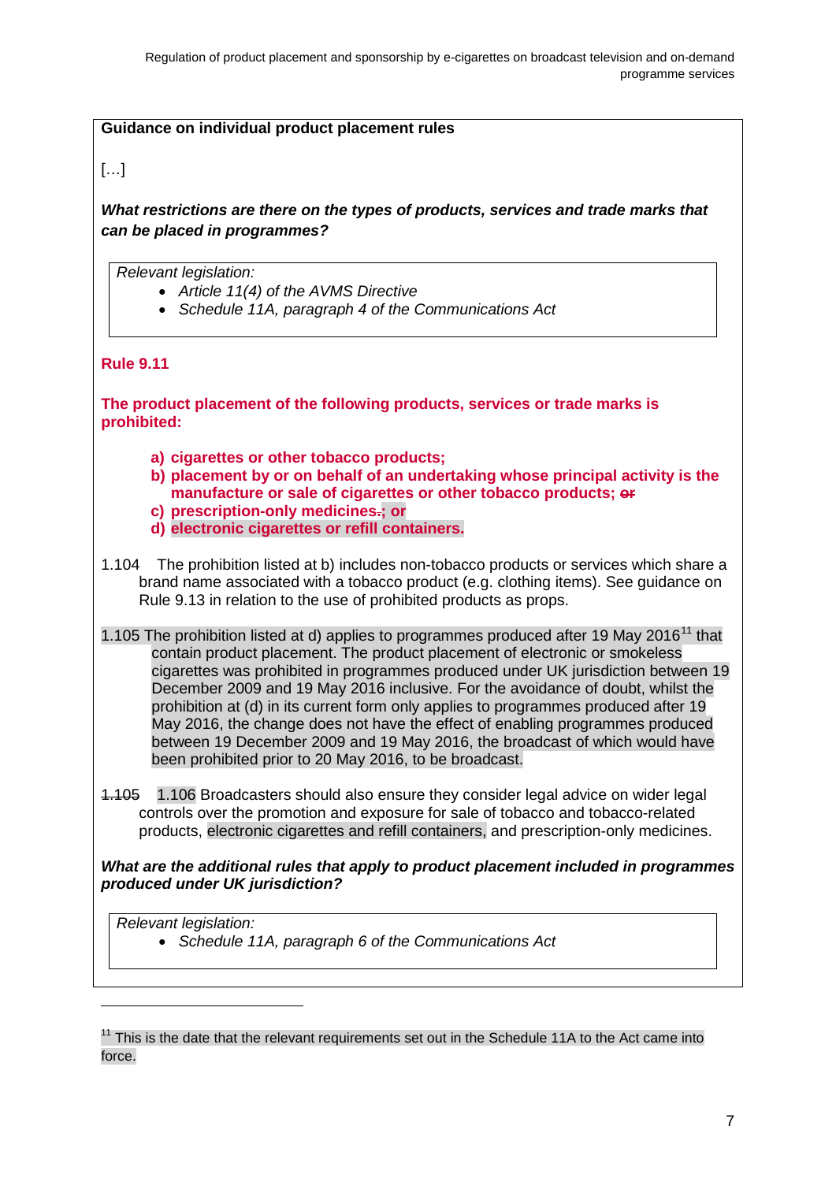**Guidance on individual product placement rules**

[…]

***What restrictions are there on the types of products, services and trade marks that can be placed in programmes?***

> *Relevant legislation:*
> - *Article 11(4) of the AVMS Directive*
> - *Schedule 11A, paragraph 4 of the Communications Act*

**Rule 9.11**

**The product placement of the following products, services or trade marks is prohibited:**

- **a) cigarettes or other tobacco products;**
- **b) placement by or on behalf of an undertaking whose principal activity is the manufacture or sale of cigarettes or other tobacco products; ~~or~~**
- **c) prescription-only medicines~~.~~; or**
- **d) electronic cigarettes or refill containers.**

1.104 The prohibition listed at b) includes non-tobacco products or services which share a brand name associated with a tobacco product (e.g. clothing items). See guidance on Rule 9.13 in relation to the use of prohibited products as props.

1.105 The prohibition listed at d) applies to programmes produced after 19 May 2016[11] that contain product placement. The product placement of electronic or smokeless cigarettes was prohibited in programmes produced under UK jurisdiction between 19 December 2009 and 19 May 2016 inclusive. For the avoidance of doubt, whilst the prohibition at (d) in its current form only applies to programmes produced after 19 May 2016, the change does not have the effect of enabling programmes produced between 19 December 2009 and 19 May 2016, the broadcast of which would have been prohibited prior to 20 May 2016, to be broadcast.

~~1.105~~ 1.106 Broadcasters should also ensure they consider legal advice on wider legal controls over the promotion and exposure for sale of tobacco and tobacco-related products, electronic cigarettes and refill containers, and prescription-only medicines.

***What are the additional rules that apply to product placement included in programmes produced under UK jurisdiction?***

> *Relevant legislation:*
> - *Schedule 11A, paragraph 6 of the Communications Act*

---

[11] This is the date that the relevant requirements set out in the Schedule 11A to the Act came into force.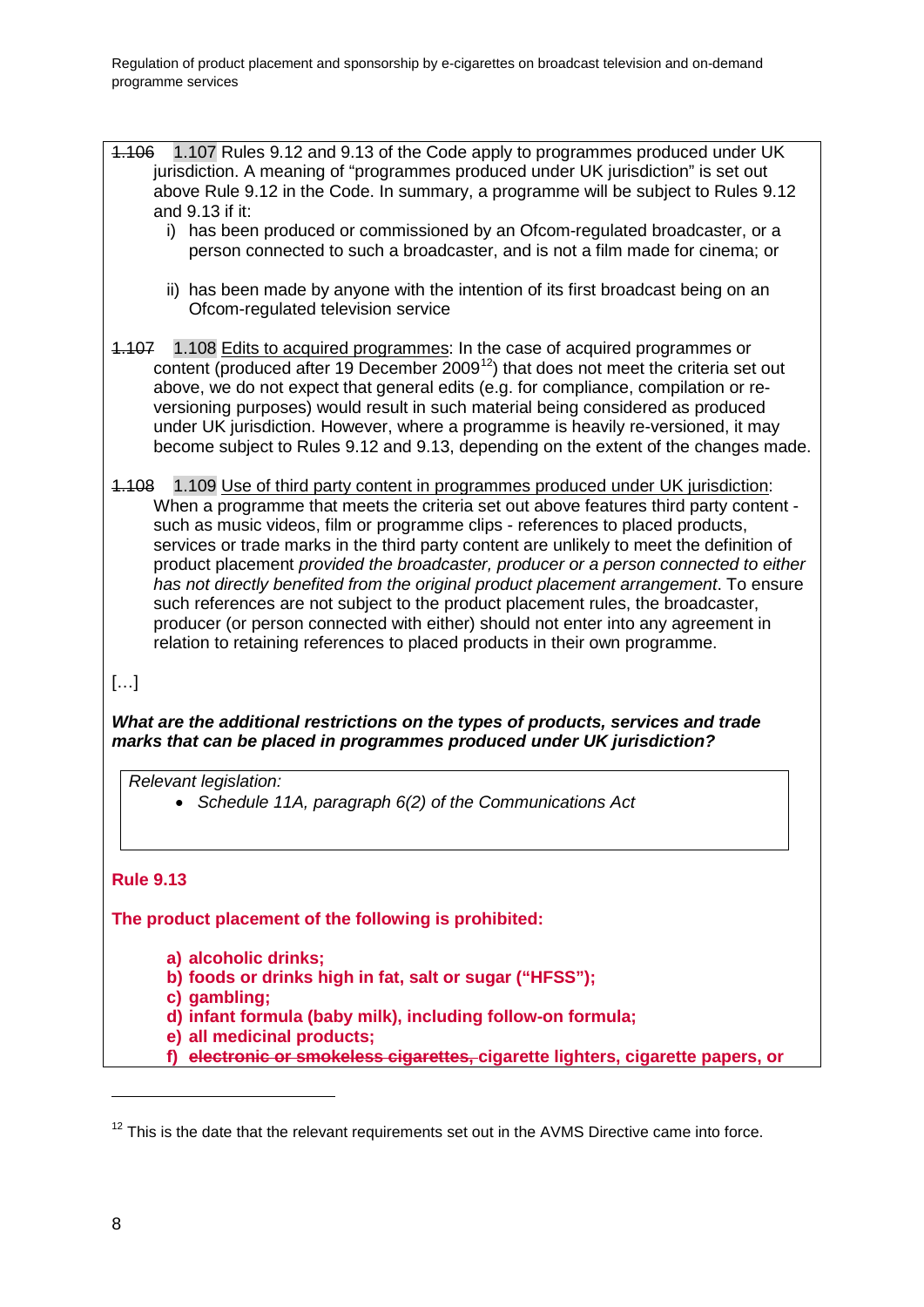~~1.106~~ 1.107 Rules 9.12 and 9.13 of the Code apply to programmes produced under UK jurisdiction. A meaning of "programmes produced under UK jurisdiction" is set out above Rule 9.12 in the Code. In summary, a programme will be subject to Rules 9.12 and 9.13 if it:

i) has been produced or commissioned by an Ofcom-regulated broadcaster, or a person connected to such a broadcaster, and is not a film made for cinema; or

ii) has been made by anyone with the intention of its first broadcast being on an Ofcom-regulated television service

~~1.107~~ 1.108 Edits to acquired programmes: In the case of acquired programmes or content (produced after 19 December 2009[12]) that does not meet the criteria set out above, we do not expect that general edits (e.g. for compliance, compilation or re-versioning purposes) would result in such material being considered as produced under UK jurisdiction. However, where a programme is heavily re-versioned, it may become subject to Rules 9.12 and 9.13, depending on the extent of the changes made.

~~1.108~~ 1.109 Use of third party content in programmes produced under UK jurisdiction: When a programme that meets the criteria set out above features third party content - such as music videos, film or programme clips - references to placed products, services or trade marks in the third party content are unlikely to meet the definition of product placement *provided the broadcaster, producer or a person connected to either has not directly benefited from the original product placement arrangement*. To ensure such references are not subject to the product placement rules, the broadcaster, producer (or person connected with either) should not enter into any agreement in relation to retaining references to placed products in their own programme.

[…]

***What are the additional restrictions on the types of products, services and trade marks that can be placed in programmes produced under UK jurisdiction?***

*Relevant legislation:*

- *Schedule 11A, paragraph 6(2) of the Communications Act*

**Rule 9.13**

**The product placement of the following is prohibited:**

**a) alcoholic drinks;**
**b) foods or drinks high in fat, salt or sugar ("HFSS");**
**c) gambling;**
**d) infant formula (baby milk), including follow-on formula;**
**e) all medicinal products;**
**f) ~~electronic or smokeless cigarettes,~~ cigarette lighters, cigarette papers, or**

[12] This is the date that the relevant requirements set out in the AVMS Directive came into force.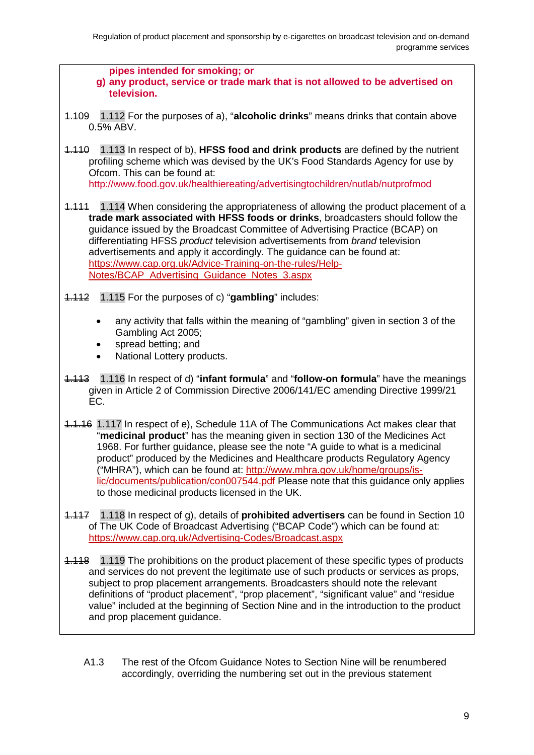**pipes intended for smoking; or**

**g) any product, service or trade mark that is not allowed to be advertised on television.**

~~1.109~~ 1.112 For the purposes of a), "**alcoholic drinks**" means drinks that contain above 0.5% ABV.

~~1.110~~ 1.113 In respect of b), **HFSS food and drink products** are defined by the nutrient profiling scheme which was devised by the UK's Food Standards Agency for use by Ofcom. This can be found at: http://www.food.gov.uk/healthiereating/advertisingtochildren/nutlab/nutprofmod

~~1.111~~ 1.114 When considering the appropriateness of allowing the product placement of a **trade mark associated with HFSS foods or drinks**, broadcasters should follow the guidance issued by the Broadcast Committee of Advertising Practice (BCAP) on differentiating HFSS *product* television advertisements from *brand* television advertisements and apply it accordingly. The guidance can be found at: https://www.cap.org.uk/Advice-Training-on-the-rules/Help-Notes/BCAP_Advertising_Guidance_Notes_3.aspx

~~1.112~~ 1.115 For the purposes of c) "**gambling**" includes:

- any activity that falls within the meaning of "gambling" given in section 3 of the Gambling Act 2005;
- spread betting; and
- National Lottery products.

~~1.113~~ 1.116 In respect of d) "**infant formula**" and "**follow-on formula**" have the meanings given in Article 2 of Commission Directive 2006/141/EC amending Directive 1999/21 EC.

~~1.1.16~~ 1.117 In respect of e), Schedule 11A of The Communications Act makes clear that "**medicinal product**" has the meaning given in section 130 of the Medicines Act 1968. For further guidance, please see the note "A guide to what is a medicinal product" produced by the Medicines and Healthcare products Regulatory Agency ("MHRA"), which can be found at: http://www.mhra.gov.uk/home/groups/is-lic/documents/publication/con007544.pdf Please note that this guidance only applies to those medicinal products licensed in the UK.

~~1.117~~ 1.118 In respect of g), details of **prohibited advertisers** can be found in Section 10 of The UK Code of Broadcast Advertising ("BCAP Code") which can be found at: https://www.cap.org.uk/Advertising-Codes/Broadcast.aspx

~~1.118~~ 1.119 The prohibitions on the product placement of these specific types of products and services do not prevent the legitimate use of such products or services as props, subject to prop placement arrangements. Broadcasters should note the relevant definitions of "product placement", "prop placement", "significant value" and "residue value" included at the beginning of Section Nine and in the introduction to the product and prop placement guidance.

A1.3 The rest of the Ofcom Guidance Notes to Section Nine will be renumbered accordingly, overriding the numbering set out in the previous statement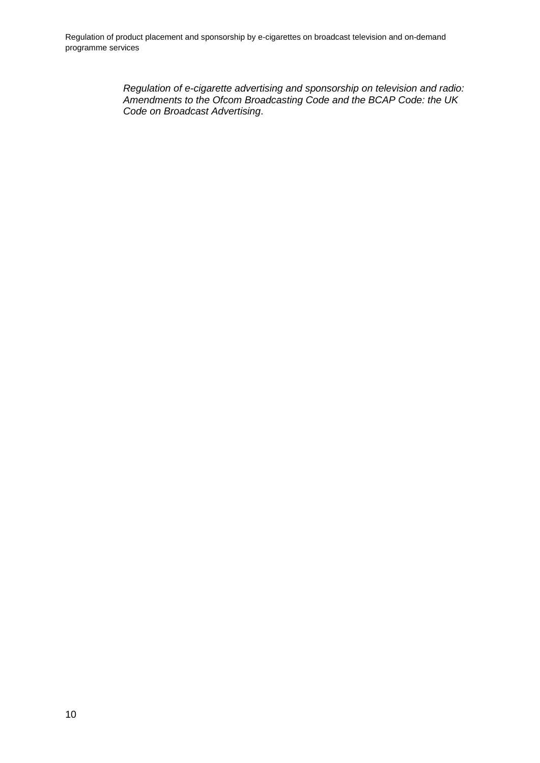*Regulation of e-cigarette advertising and sponsorship on television and radio: Amendments to the Ofcom Broadcasting Code and the BCAP Code: the UK Code on Broadcast Advertising*.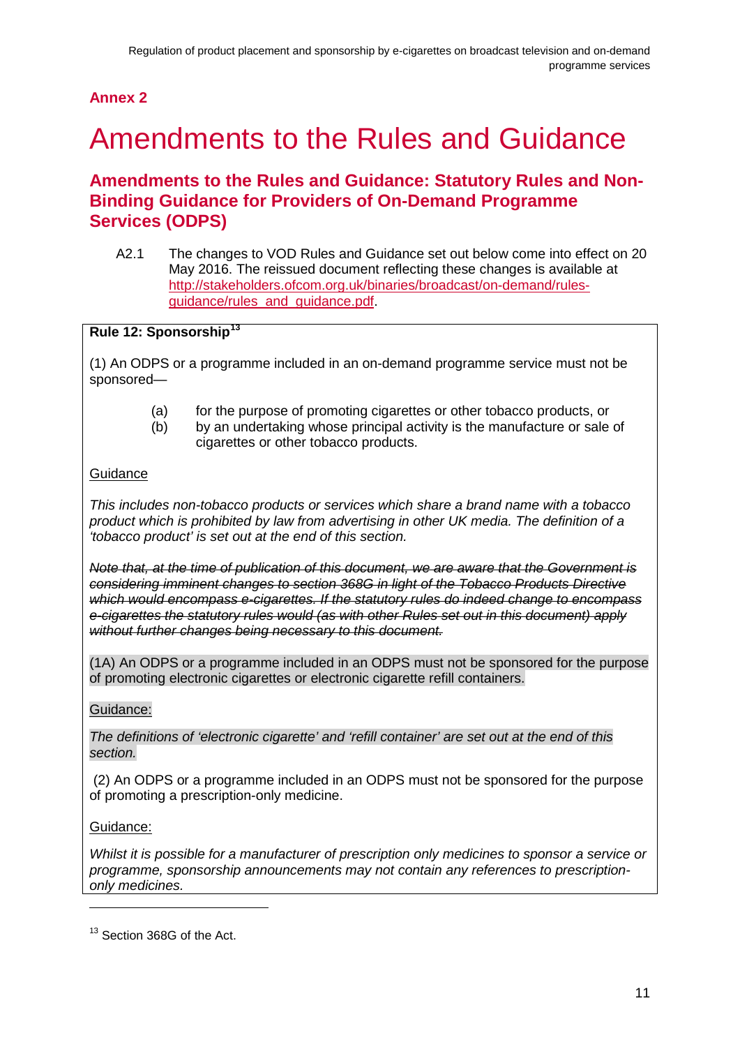**Annex 2**

# Amendments to the Rules and Guidance

## Amendments to the Rules and Guidance: Statutory Rules and Non-Binding Guidance for Providers of On-Demand Programme Services (ODPS)

A2.1 The changes to VOD Rules and Guidance set out below come into effect on 20 May 2016. The reissued document reflecting these changes is available at [http://stakeholders.ofcom.org.uk/binaries/broadcast/on-demand/rules-guidance/rules_and_guidance.pdf](http://stakeholders.ofcom.org.uk/binaries/broadcast/on-demand/rules-guidance/rules_and_guidance.pdf).

**Rule 12: Sponsorship**[13]

(1) An ODPS or a programme included in an on-demand programme service must not be sponsored—

(a) for the purpose of promoting cigarettes or other tobacco products, or

(b) by an undertaking whose principal activity is the manufacture or sale of cigarettes or other tobacco products.

Guidance

*This includes non-tobacco products or services which share a brand name with a tobacco product which is prohibited by law from advertising in other UK media. The definition of a 'tobacco product' is set out at the end of this section.*

~~*Note that, at the time of publication of this document, we are aware that the Government is considering imminent changes to section 368G in light of the Tobacco Products Directive which would encompass e-cigarettes. If the statutory rules do indeed change to encompass e-cigarettes the statutory rules would (as with other Rules set out in this document) apply without further changes being necessary to this document.*~~

(1A) An ODPS or a programme included in an ODPS must not be sponsored for the purpose of promoting electronic cigarettes or electronic cigarette refill containers.

Guidance:

*The definitions of 'electronic cigarette' and 'refill container' are set out at the end of this section.*

(2) An ODPS or a programme included in an ODPS must not be sponsored for the purpose of promoting a prescription-only medicine.

Guidance:

*Whilst it is possible for a manufacturer of prescription only medicines to sponsor a service or programme, sponsorship announcements may not contain any references to prescription-only medicines.*

---

[13] Section 368G of the Act.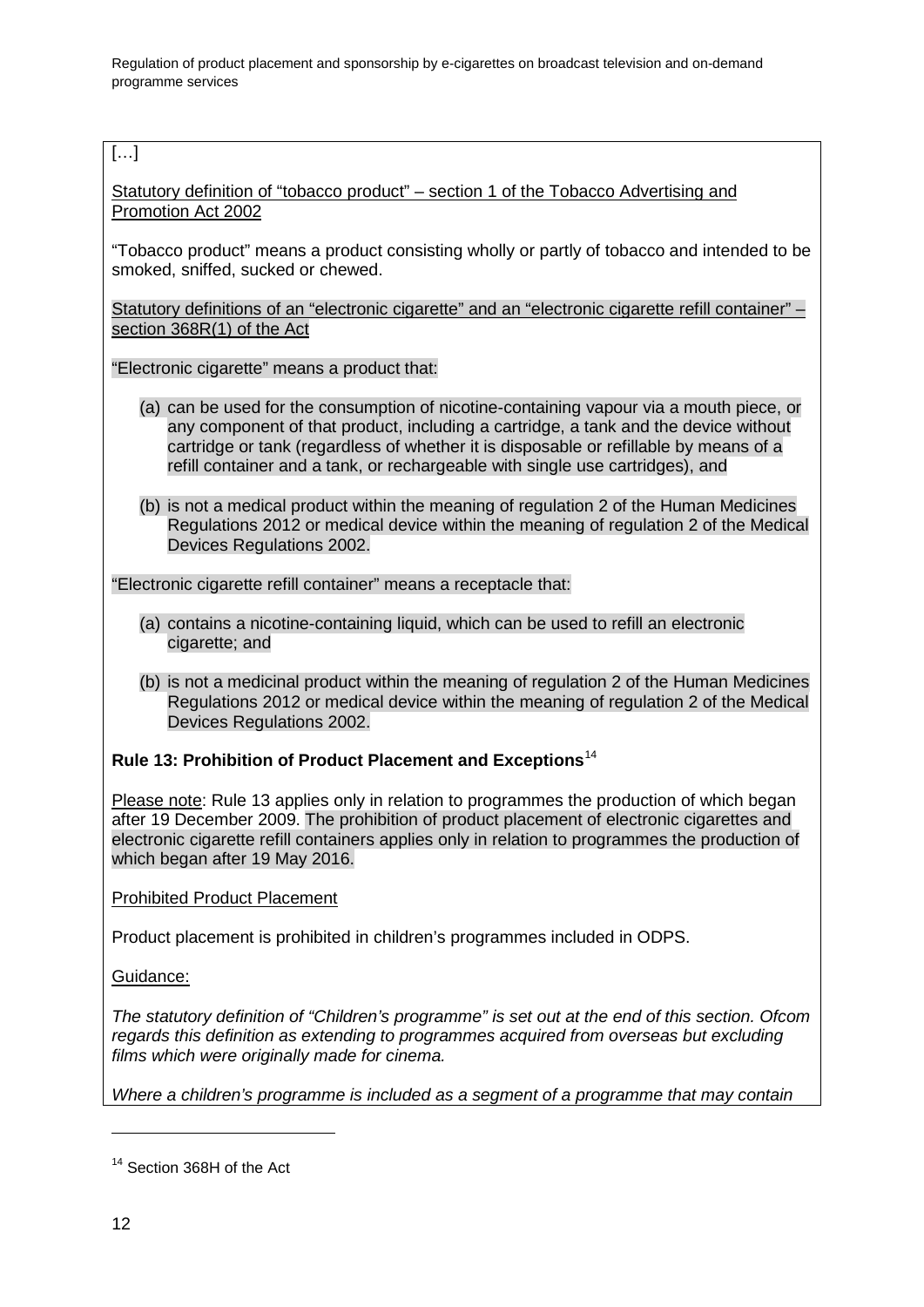[…]

Statutory definition of "tobacco product" – section 1 of the Tobacco Advertising and Promotion Act 2002

"Tobacco product" means a product consisting wholly or partly of tobacco and intended to be smoked, sniffed, sucked or chewed.

Statutory definitions of an "electronic cigarette" and an "electronic cigarette refill container" – section 368R(1) of the Act

"Electronic cigarette" means a product that:

(a) can be used for the consumption of nicotine-containing vapour via a mouth piece, or any component of that product, including a cartridge, a tank and the device without cartridge or tank (regardless of whether it is disposable or refillable by means of a refill container and a tank, or rechargeable with single use cartridges), and

(b) is not a medical product within the meaning of regulation 2 of the Human Medicines Regulations 2012 or medical device within the meaning of regulation 2 of the Medical Devices Regulations 2002.

"Electronic cigarette refill container" means a receptacle that:

(a) contains a nicotine-containing liquid, which can be used to refill an electronic cigarette; and

(b) is not a medicinal product within the meaning of regulation 2 of the Human Medicines Regulations 2012 or medical device within the meaning of regulation 2 of the Medical Devices Regulations 2002.

**Rule 13: Prohibition of Product Placement and Exceptions**[14]

Please note: Rule 13 applies only in relation to programmes the production of which began after 19 December 2009. The prohibition of product placement of electronic cigarettes and electronic cigarette refill containers applies only in relation to programmes the production of which began after 19 May 2016.

Prohibited Product Placement

Product placement is prohibited in children's programmes included in ODPS.

Guidance:

*The statutory definition of "Children's programme" is set out at the end of this section. Ofcom regards this definition as extending to programmes acquired from overseas but excluding films which were originally made for cinema.*

*Where a children's programme is included as a segment of a programme that may contain*

[14] Section 368H of the Act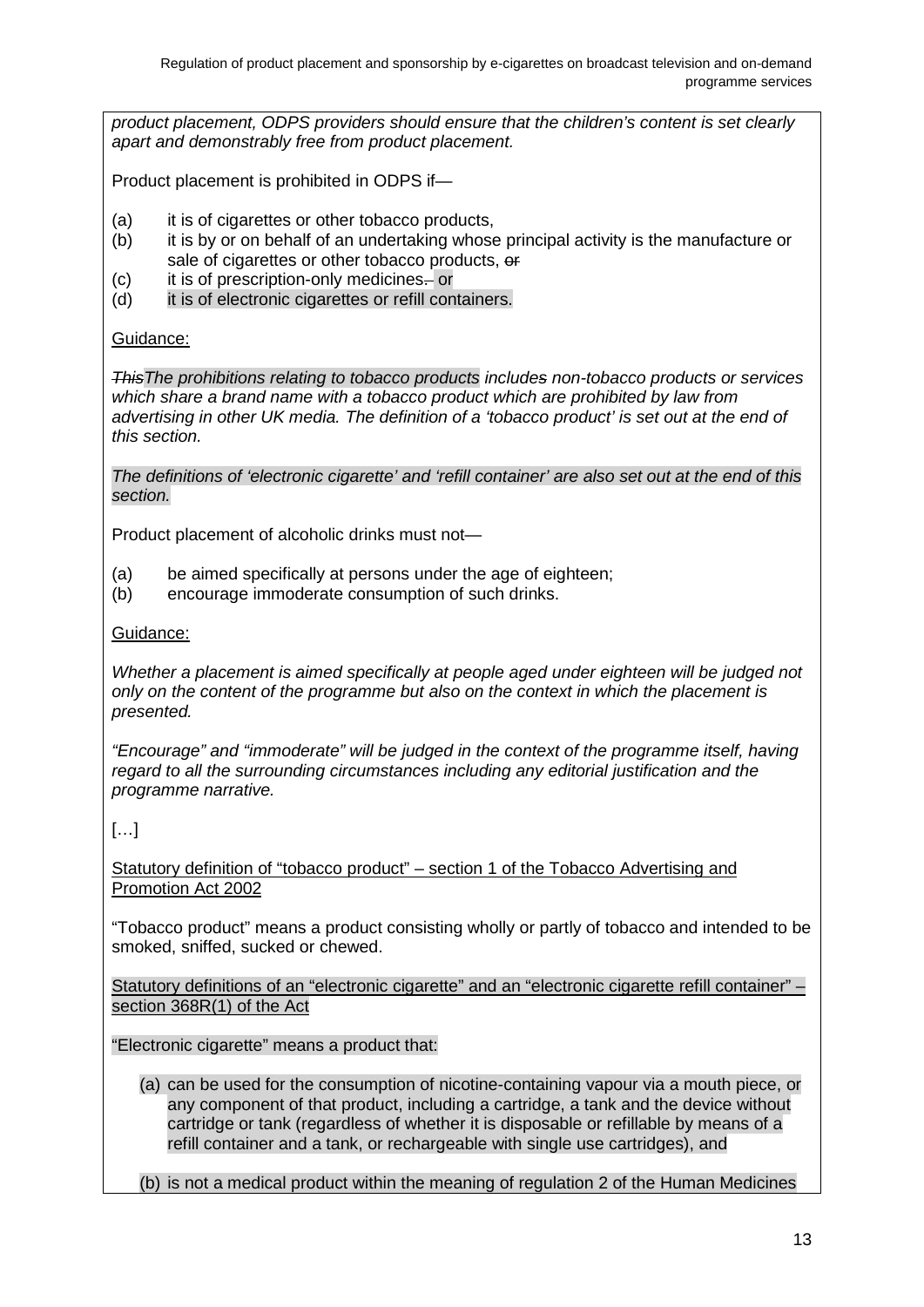*product placement, ODPS providers should ensure that the children's content is set clearly apart and demonstrably free from product placement.*

Product placement is prohibited in ODPS if—

(a) it is of cigarettes or other tobacco products,
(b) it is by or on behalf of an undertaking whose principal activity is the manufacture or sale of cigarettes or other tobacco products, ~~or~~
(c) it is of prescription-only medicines~~.~~ or
(d) it is of electronic cigarettes or refill containers.

Guidance:

*~~This~~The prohibitions relating to tobacco products include~~s~~ non-tobacco products or services which share a brand name with a tobacco product which are prohibited by law from advertising in other UK media. The definition of a 'tobacco product' is set out at the end of this section.*

*The definitions of 'electronic cigarette' and 'refill container' are also set out at the end of this section.*

Product placement of alcoholic drinks must not—

(a) be aimed specifically at persons under the age of eighteen;
(b) encourage immoderate consumption of such drinks.

Guidance:

*Whether a placement is aimed specifically at people aged under eighteen will be judged not only on the content of the programme but also on the context in which the placement is presented.*

*"Encourage" and "immoderate" will be judged in the context of the programme itself, having regard to all the surrounding circumstances including any editorial justification and the programme narrative.*

[…]

Statutory definition of "tobacco product" – section 1 of the Tobacco Advertising and Promotion Act 2002

"Tobacco product" means a product consisting wholly or partly of tobacco and intended to be smoked, sniffed, sucked or chewed.

Statutory definitions of an "electronic cigarette" and an "electronic cigarette refill container" – section 368R(1) of the Act

"Electronic cigarette" means a product that:

(a) can be used for the consumption of nicotine-containing vapour via a mouth piece, or any component of that product, including a cartridge, a tank and the device without cartridge or tank (regardless of whether it is disposable or refillable by means of a refill container and a tank, or rechargeable with single use cartridges), and

(b) is not a medical product within the meaning of regulation 2 of the Human Medicines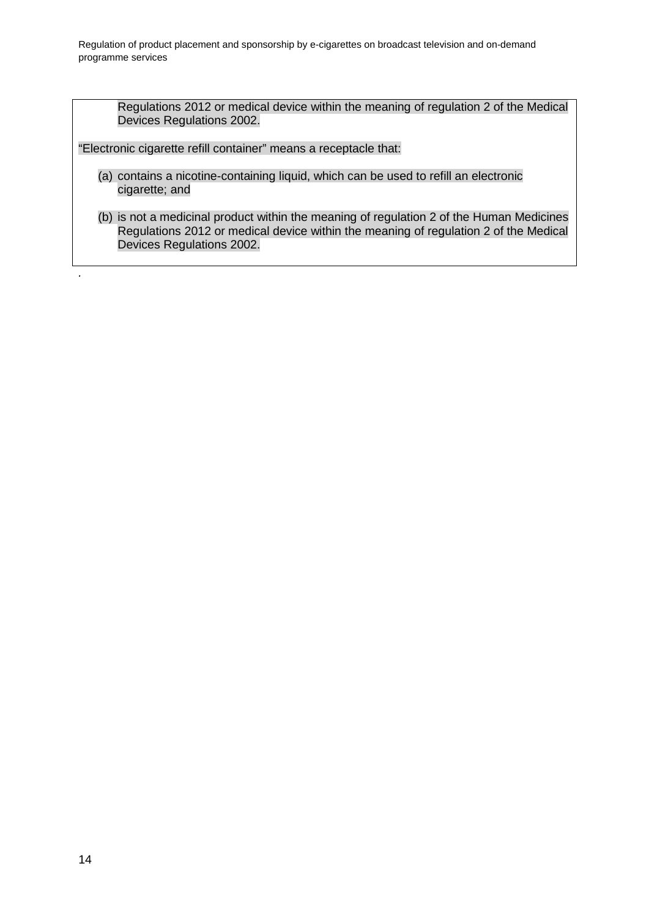Regulations 2012 or medical device within the meaning of regulation 2 of the Medical Devices Regulations 2002.

"Electronic cigarette refill container" means a receptacle that:

(a) contains a nicotine-containing liquid, which can be used to refill an electronic cigarette; and

(b) is not a medicinal product within the meaning of regulation 2 of the Human Medicines Regulations 2012 or medical device within the meaning of regulation 2 of the Medical Devices Regulations 2002.

.